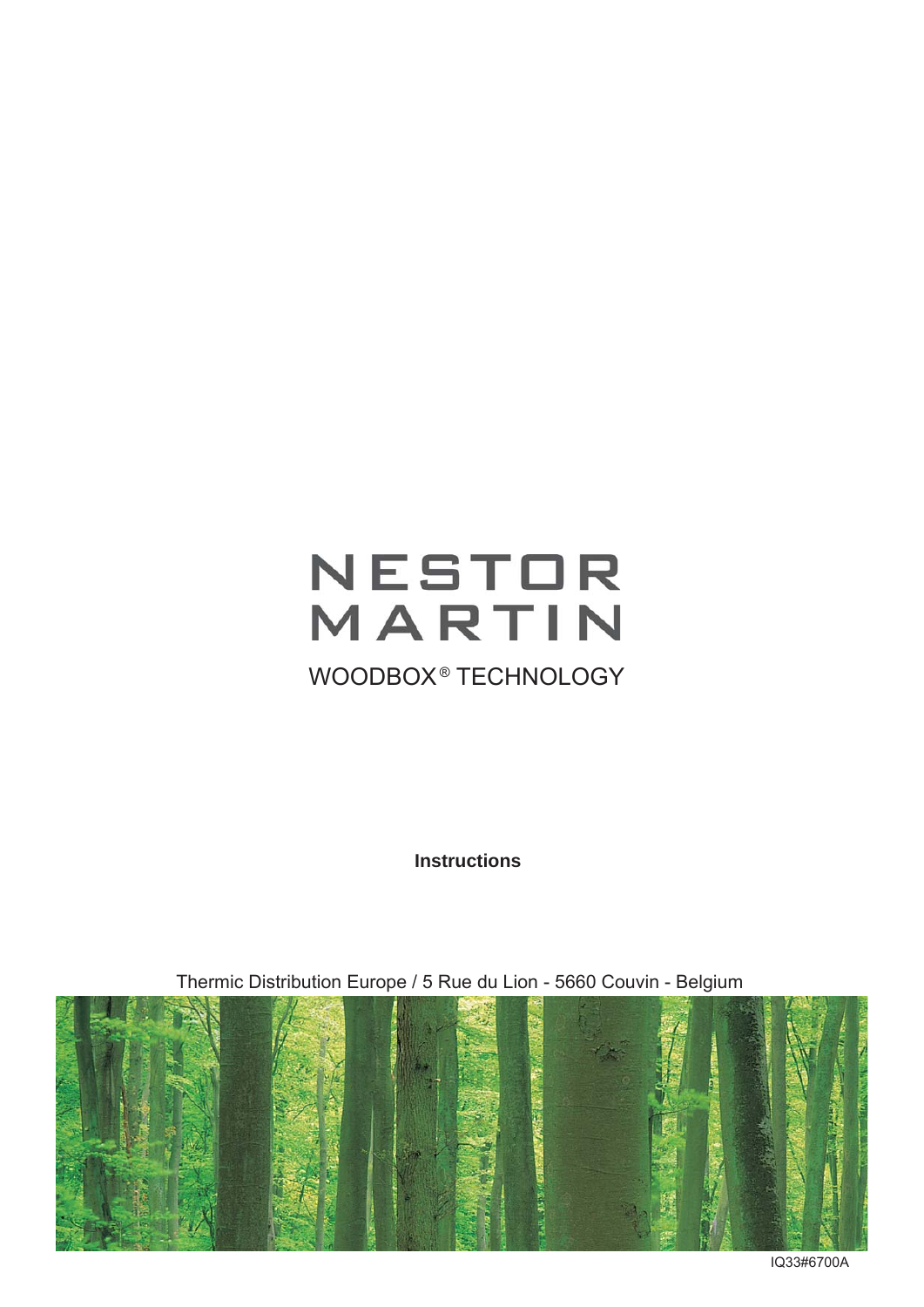# NESTOR MARTIN

WOODBOX® TECHNOLOGY

**Instructions**

Thermic Distribution Europe / 5 Rue du Lion - 5660 Couvin - Belgium

IQ33#6700A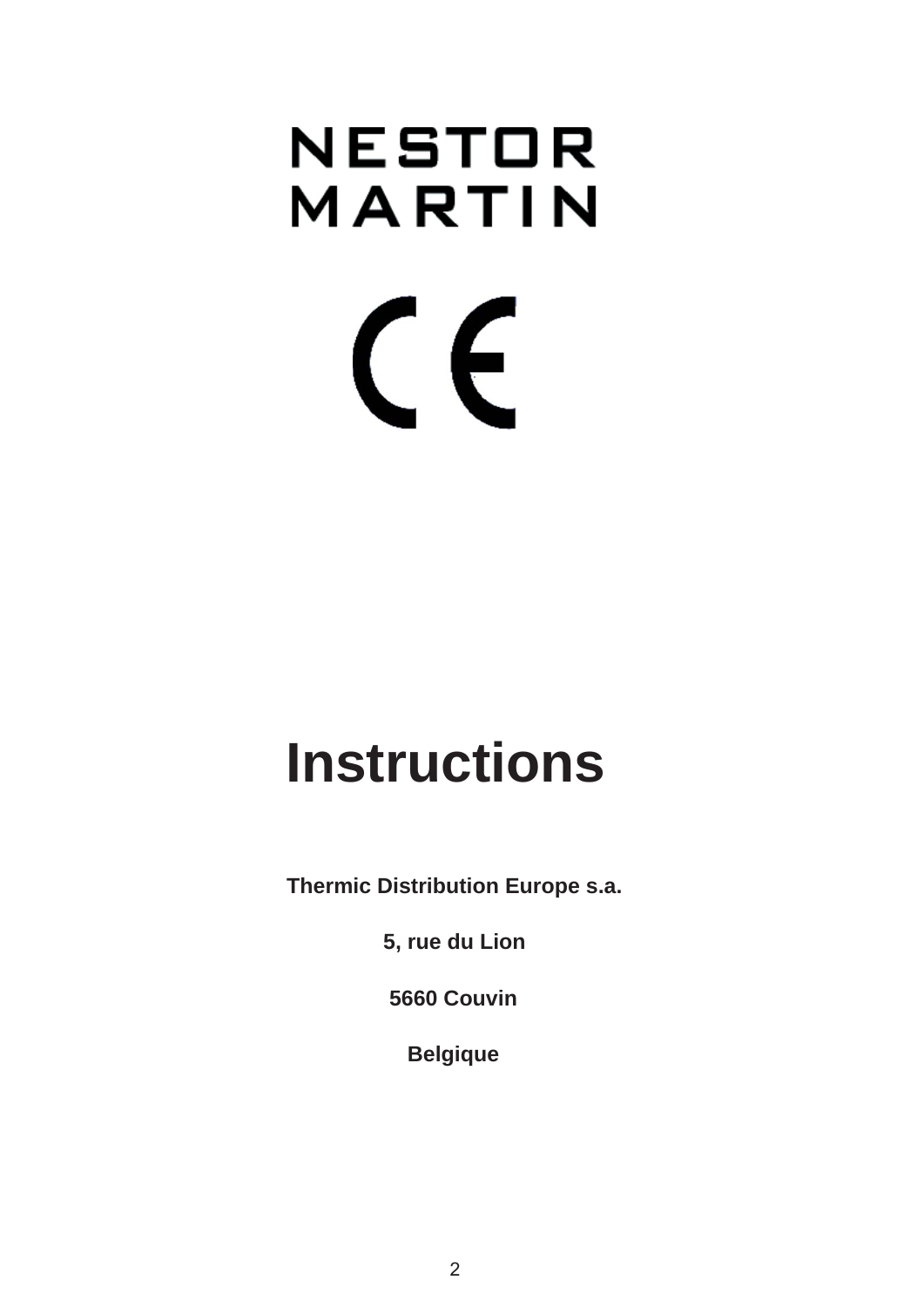**NESTOR MARTIN**

CE

# Instructions

**Thermic Distribution Europe s.a.**

**5, rue du Lion**

**5660 Couvin**

**Belgique**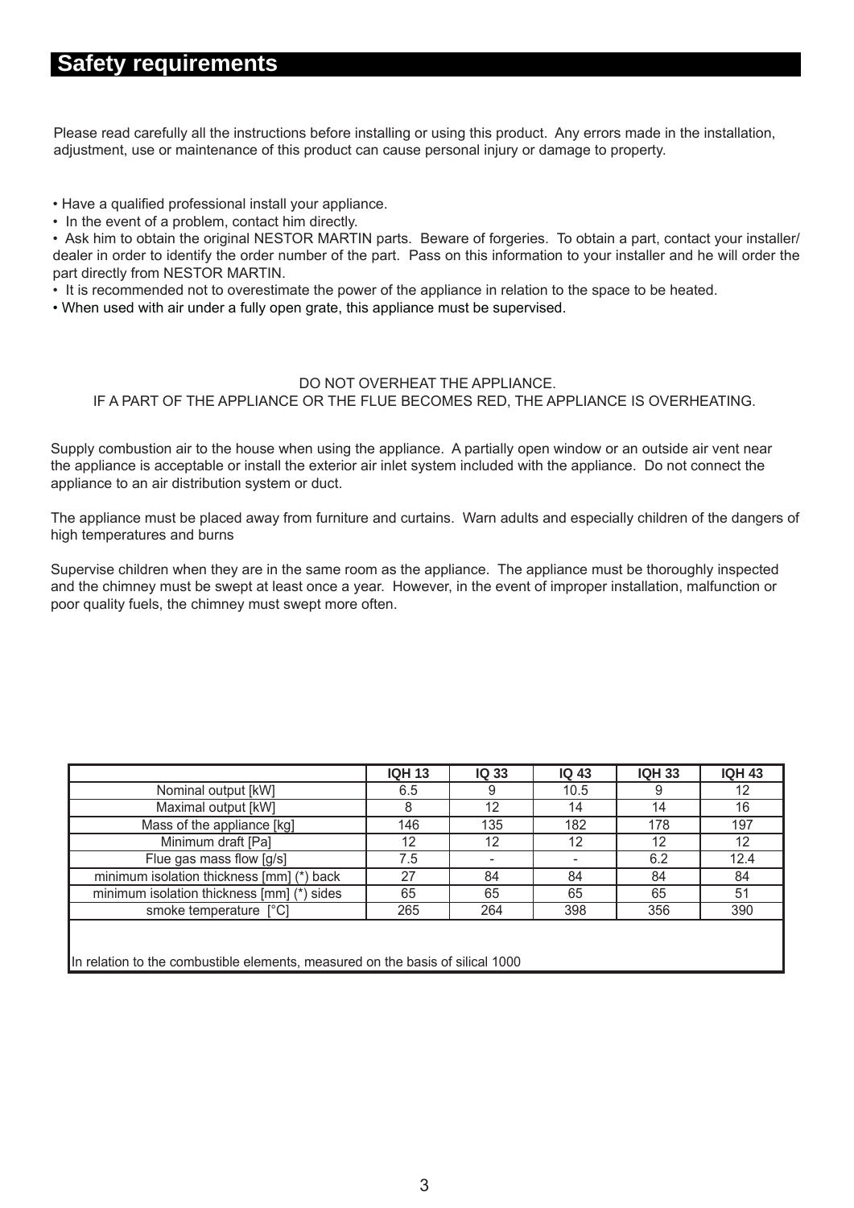# Safety requirements

Please read carefully all the instructions before installing or using this product. Any errors made in the installation, adjustment, use or maintenance of this product can cause personal injury or damage to property.

- Have a qualified professional install your appliance.
- In the event of a problem, contact him directly.
- Ask him to obtain the original NESTOR MARTIN parts. Beware of forgeries. To obtain a part, contact your installer/ dealer in order to identify the order number of the part. Pass on this information to your installer and he will order the part directly from NESTOR MARTIN.
- It is recommended not to overestimate the power of the appliance in relation to the space to be heated.
- When used with air under a fully open grate, this appliance must be supervised.

DO NOT OVERHEAT THE APPLIANCE.
IF A PART OF THE APPLIANCE OR THE FLUE BECOMES RED, THE APPLIANCE IS OVERHEATING.

Supply combustion air to the house when using the appliance. A partially open window or an outside air vent near the appliance is acceptable or install the exterior air inlet system included with the appliance. Do not connect the appliance to an air distribution system or duct.

The appliance must be placed away from furniture and curtains. Warn adults and especially children of the dangers of high temperatures and burns

Supervise children when they are in the same room as the appliance. The appliance must be thoroughly inspected and the chimney must be swept at least once a year. However, in the event of improper installation, malfunction or poor quality fuels, the chimney must swept more often.

| | **IQH 13** | **IQ 33** | **IQ 43** | **IQH 33** | **IQH 43** |
|---|---|---|---|---|---|
| Nominal output [kW] | 6.5 | 9 | 10.5 | 9 | 12 |
| Maximal output [kW] | 8 | 12 | 14 | 14 | 16 |
| Mass of the appliance [kg] | 146 | 135 | 182 | 178 | 197 |
| Minimum draft [Pa] | 12 | 12 | 12 | 12 | 12 |
| Flue gas mass flow [g/s] | 7.5 | - | - | 6.2 | 12.4 |
| minimum isolation thickness [mm] (*) back | 27 | 84 | 84 | 84 | 84 |
| minimum isolation thickness [mm] (*) sides | 65 | 65 | 65 | 65 | 51 |
| smoke temperature [°C] | 265 | 264 | 398 | 356 | 390 |

In relation to the combustible elements, measured on the basis of silical 1000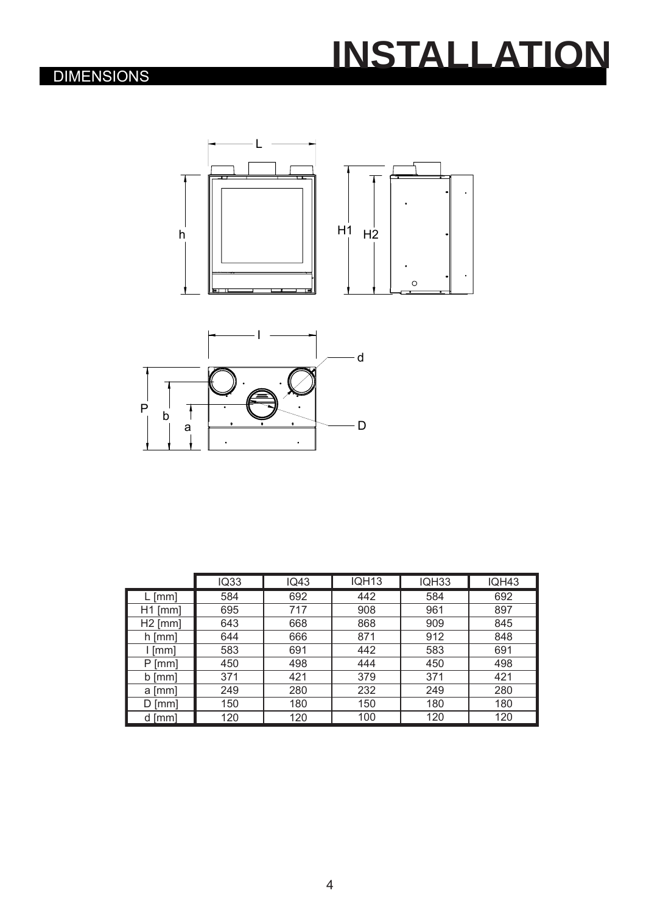# INSTALLATION

## DIMENSIONS

| | IQ33 | IQ43 | IQH13 | IQH33 | IQH43 |
|---|---|---|---|---|---|
| L [mm] | 584 | 692 | 442 | 584 | 692 |
| H1 [mm] | 695 | 717 | 908 | 961 | 897 |
| H2 [mm] | 643 | 668 | 868 | 909 | 845 |
| h [mm] | 644 | 666 | 871 | 912 | 848 |
| l [mm] | 583 | 691 | 442 | 583 | 691 |
| P [mm] | 450 | 498 | 444 | 450 | 498 |
| b [mm] | 371 | 421 | 379 | 371 | 421 |
| a [mm] | 249 | 280 | 232 | 249 | 280 |
| D [mm] | 150 | 180 | 150 | 180 | 180 |
| d [mm] | 120 | 120 | 100 | 120 | 120 |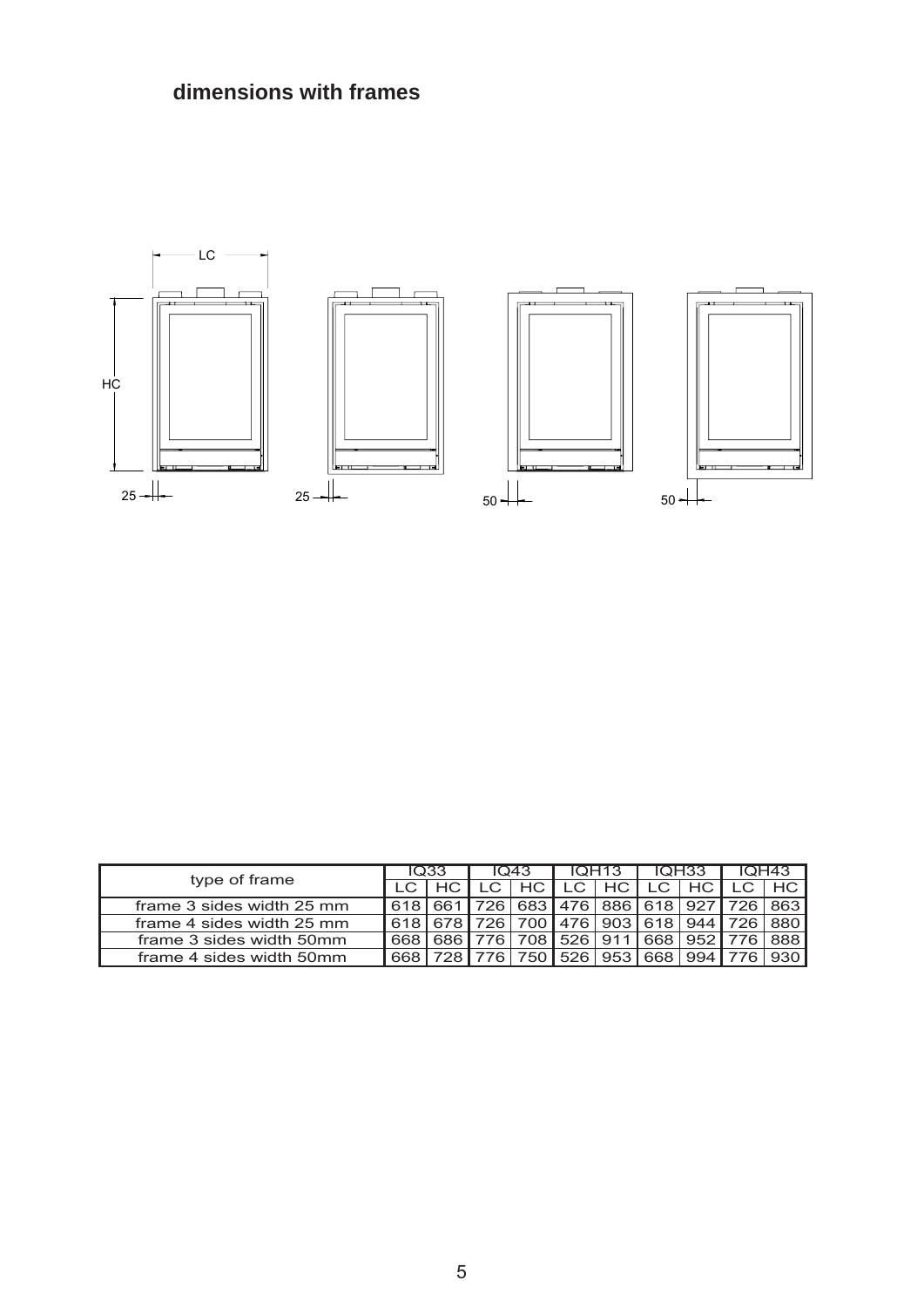## dimensions with frames

LC

HC

25 25 50 50

| type of frame | IQ33 | | IQ43 | | IQH13 | | IQH33 | | IQH43 | |
|---|---|---|---|---|---|---|---|---|---|---|
| | LC | HC | LC | HC | LC | HC | LC | HC | LC | HC |
| frame 3 sides width 25 mm | 618 | 661 | 726 | 683 | 476 | 886 | 618 | 927 | 726 | 863 |
| frame 4 sides width 25 mm | 618 | 678 | 726 | 700 | 476 | 903 | 618 | 944 | 726 | 880 |
| frame 3 sides width 50mm | 668 | 686 | 776 | 708 | 526 | 911 | 668 | 952 | 776 | 888 |
| frame 4 sides width 50mm | 668 | 728 | 776 | 750 | 526 | 953 | 668 | 994 | 776 | 930 |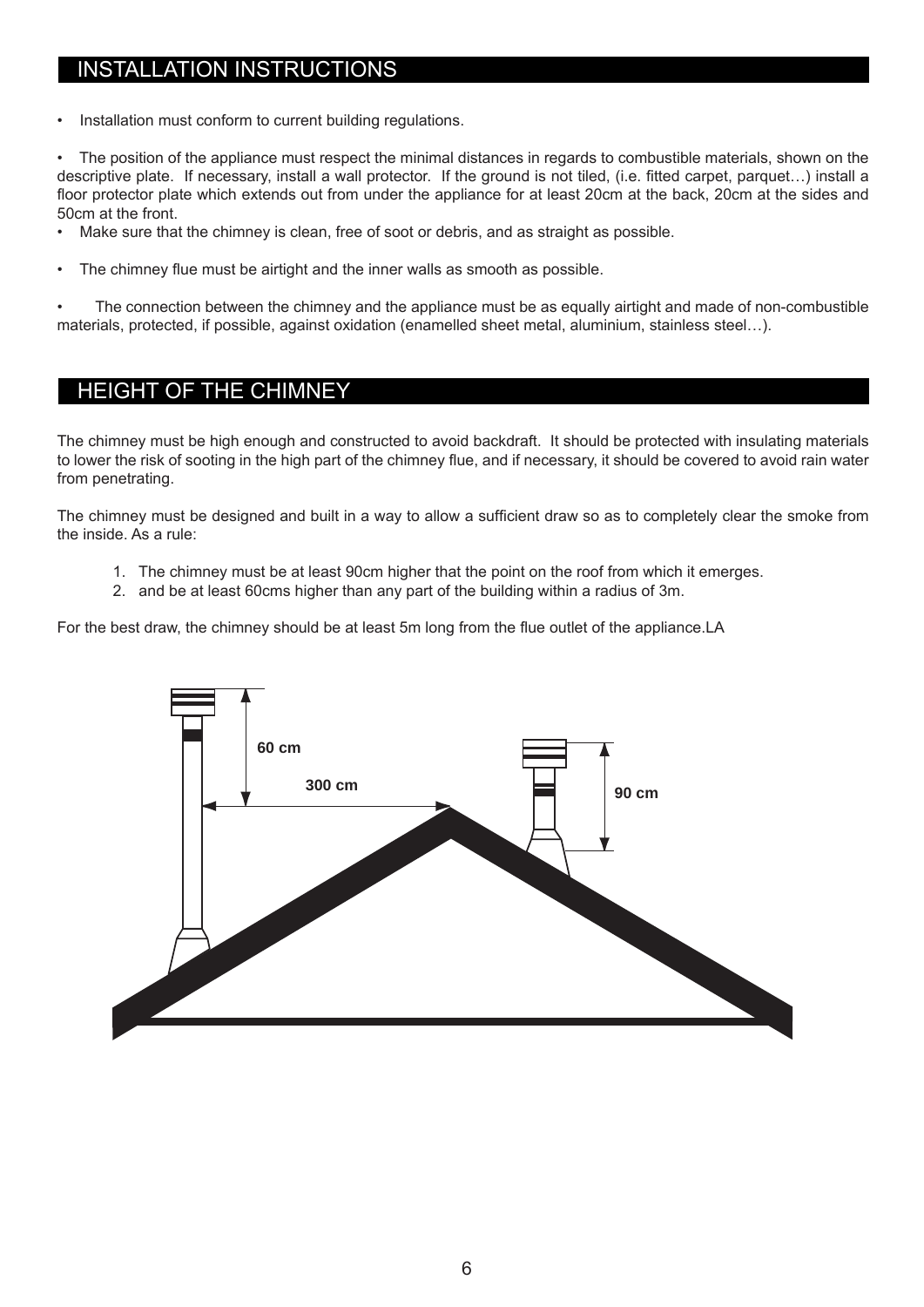## INSTALLATION INSTRUCTIONS

- Installation must conform to current building regulations.
- The position of the appliance must respect the minimal distances in regards to combustible materials, shown on the descriptive plate. If necessary, install a wall protector. If the ground is not tiled, (i.e. fitted carpet, parquet…) install a floor protector plate which extends out from under the appliance for at least 20cm at the back, 20cm at the sides and 50cm at the front.
- Make sure that the chimney is clean, free of soot or debris, and as straight as possible.
- The chimney flue must be airtight and the inner walls as smooth as possible.
- The connection between the chimney and the appliance must be as equally airtight and made of non-combustible materials, protected, if possible, against oxidation (enamelled sheet metal, aluminium, stainless steel…).

## HEIGHT OF THE CHIMNEY

The chimney must be high enough and constructed to avoid backdraft. It should be protected with insulating materials to lower the risk of sooting in the high part of the chimney flue, and if necessary, it should be covered to avoid rain water from penetrating.

The chimney must be designed and built in a way to allow a sufficient draw so as to completely clear the smoke from the inside. As a rule:

1. The chimney must be at least 90cm higher that the point on the roof from which it emerges.
2. and be at least 60cms higher than any part of the building within a radius of 3m.

For the best draw, the chimney should be at least 5m long from the flue outlet of the appliance.LA

60 cm

300 cm

90 cm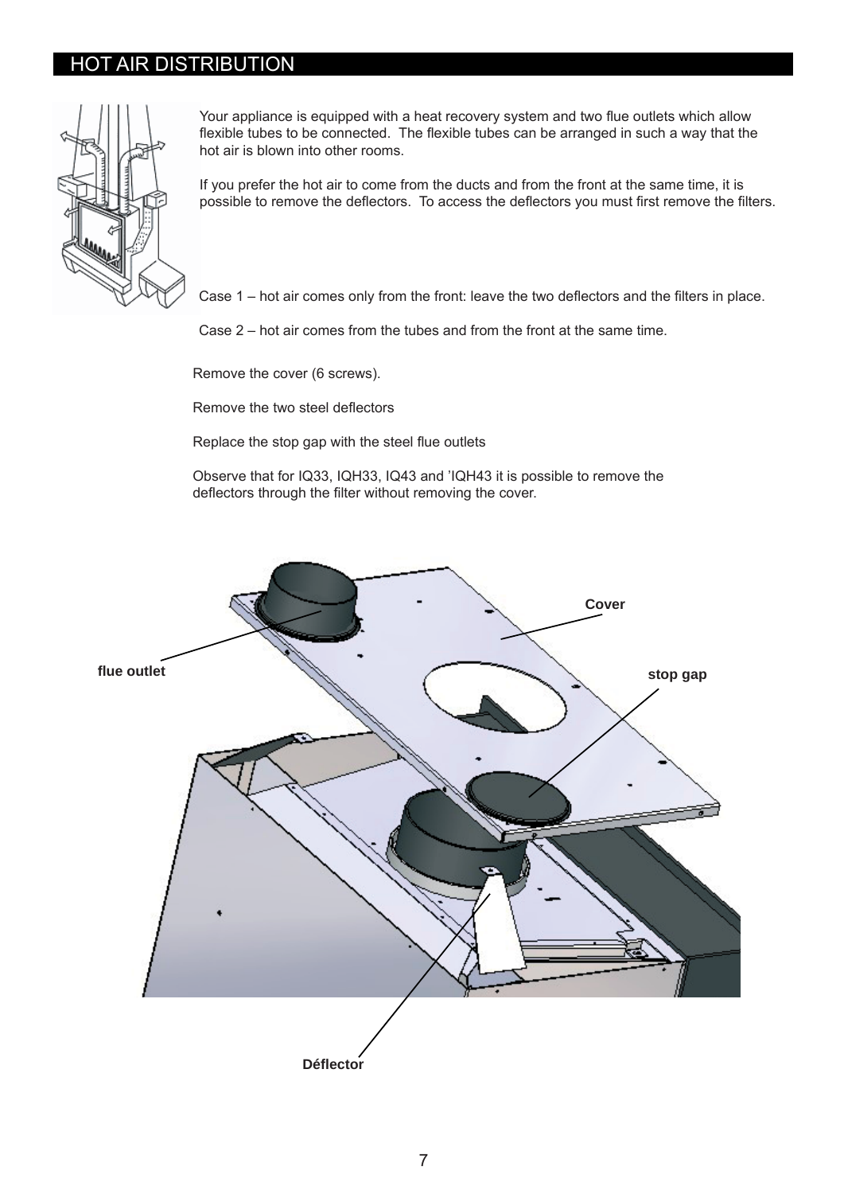# HOT AIR DISTRIBUTION

Your appliance is equipped with a heat recovery system and two flue outlets which allow flexible tubes to be connected. The flexible tubes can be arranged in such a way that the hot air is blown into other rooms.

If you prefer the hot air to come from the ducts and from the front at the same time, it is possible to remove the deflectors. To access the deflectors you must first remove the filters.

Case 1 – hot air comes only from the front: leave the two deflectors and the filters in place.

Case 2 – hot air comes from the tubes and from the front at the same time.

Remove the cover (6 screws).

Remove the two steel deflectors

Replace the stop gap with the steel flue outlets

Observe that for IQ33, IQH33, IQ43 and 'IQH43 it is possible to remove the deflectors through the filter without removing the cover.

**Cover**

**flue outlet**

**stop gap**

**Déflector**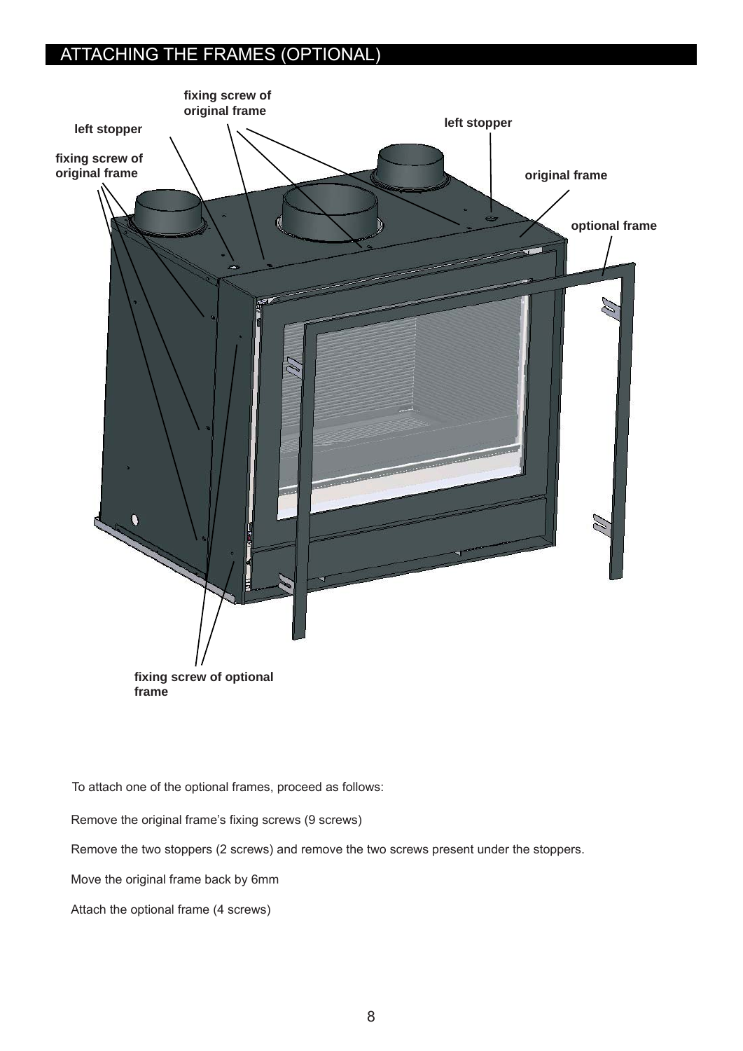# ATTACHING THE FRAMES (OPTIONAL)

fixing screw of original frame

left stopper

left stopper

fixing screw of original frame

original frame

optional frame

fixing screw of optional frame

To attach one of the optional frames, proceed as follows:

Remove the original frame's fixing screws (9 screws)

Remove the two stoppers (2 screws) and remove the two screws present under the stoppers.

Move the original frame back by 6mm

Attach the optional frame (4 screws)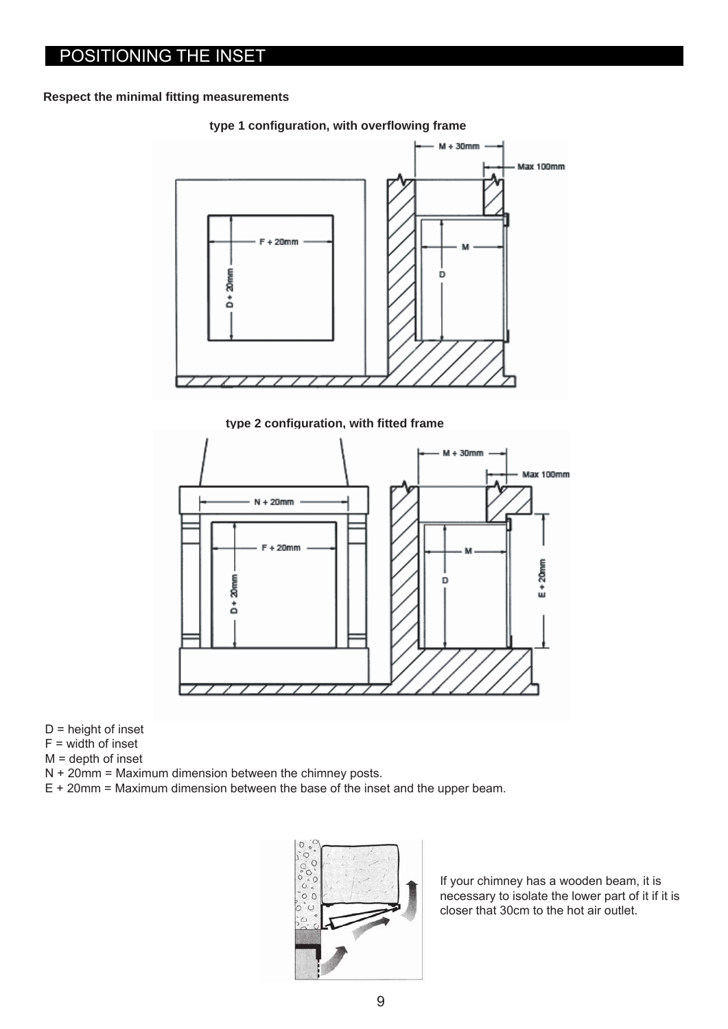# POSITIONING THE INSET

**Respect the minimal fitting measurements**

**type 1 configuration, with overflowing frame**

**type 2 configuration, with fitted frame**

D = height of inset
F = width of inset
M = depth of inset
N + 20mm = Maximum dimension between the chimney posts.
E + 20mm = Maximum dimension between the base of the inset and the upper beam.

If your chimney has a wooden beam, it is necessary to isolate the lower part of it if it is closer that 30cm to the hot air outlet.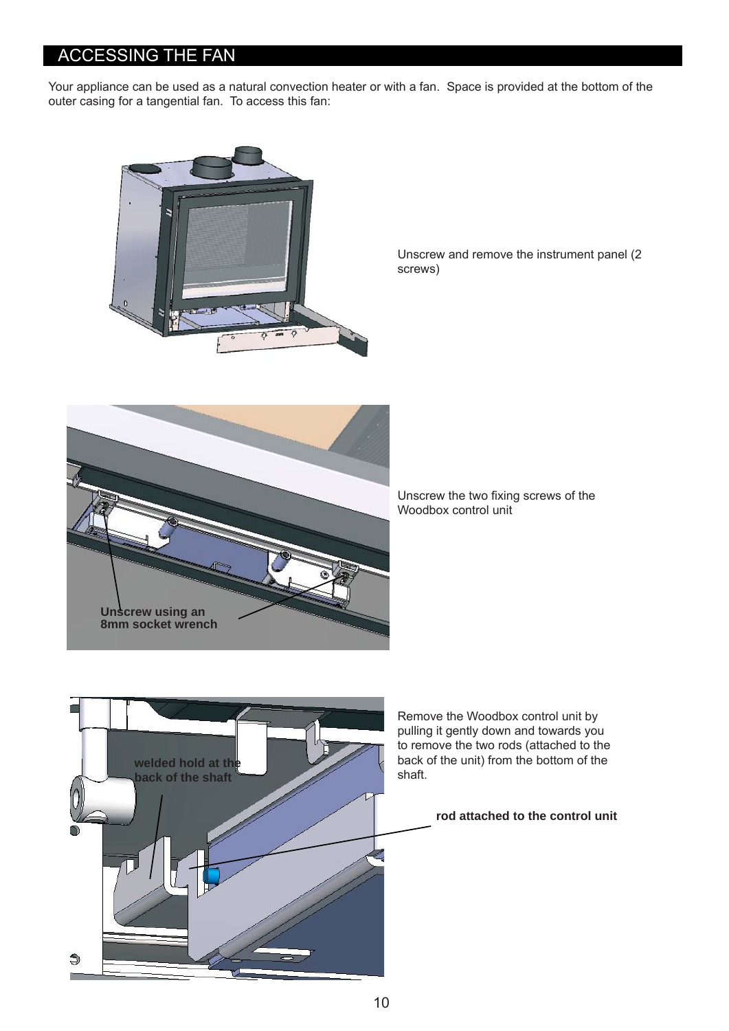## ACCESSING THE FAN

Your appliance can be used as a natural convection heater or with a fan. Space is provided at the bottom of the outer casing for a tangential fan. To access this fan:

Unscrew and remove the instrument panel (2 screws)

**Unscrew using an 8mm socket wrench**

Unscrew the two fixing screws of the Woodbox control unit

**welded hold at the back of the shaft**

Remove the Woodbox control unit by pulling it gently down and towards you to remove the two rods (attached to the back of the unit) from the bottom of the shaft.

**rod attached to the control unit**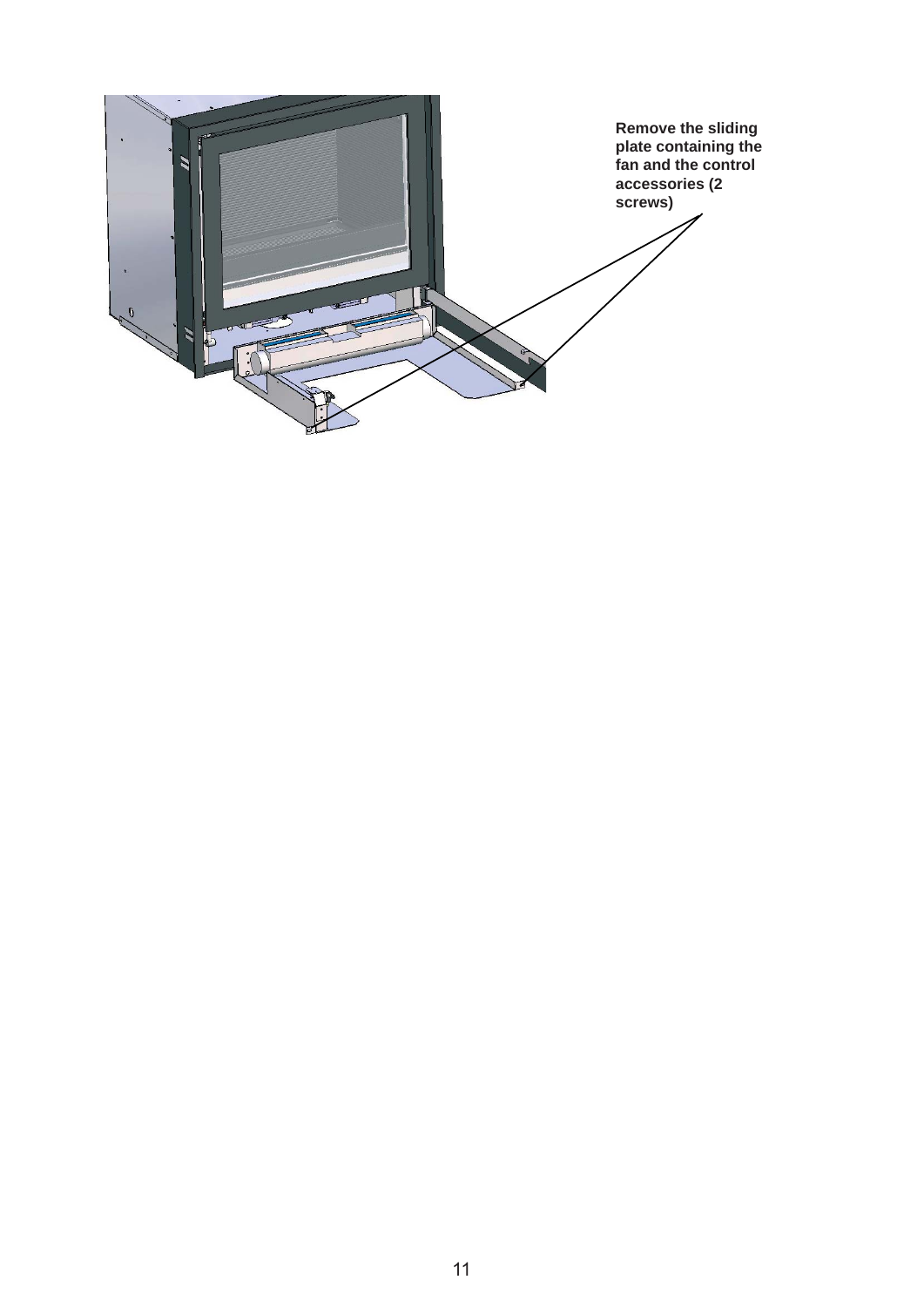**Remove the sliding plate containing the fan and the control accessories (2 screws)**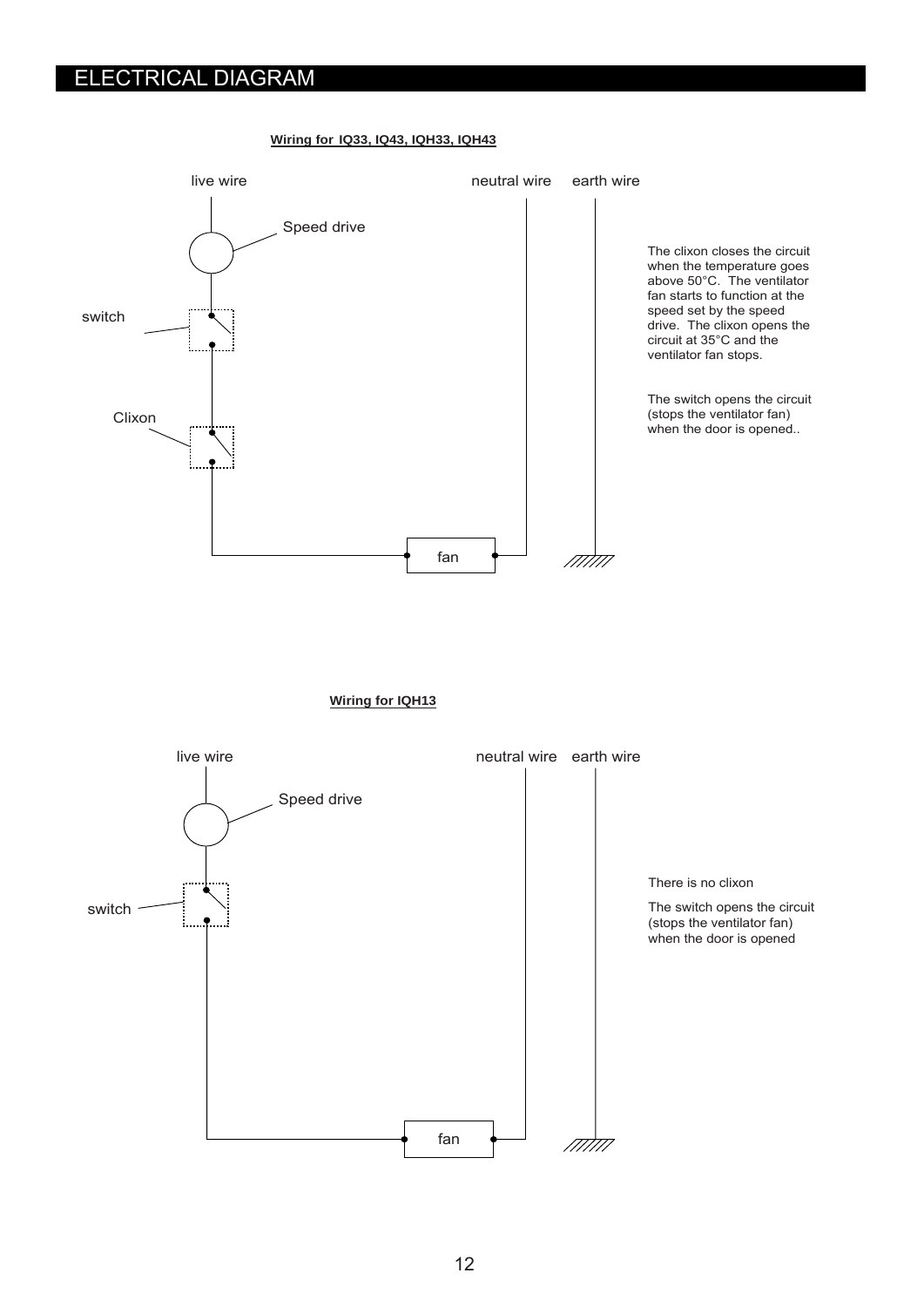# ELECTRICAL DIAGRAM

**Wiring for IQ33, IQ43, IQH33, IQH43**

live wire

Speed drive

switch

Clixon

fan

neutral wire

earth wire

The clixon closes the circuit when the temperature goes above 50°C. The ventilator fan starts to function at the speed set by the speed drive. The clixon opens the circuit at 35°C and the ventilator fan stops.

The switch opens the circuit (stops the ventilator fan) when the door is opened..

**Wiring for IQH13**

live wire

Speed drive

switch

fan

neutral wire

earth wire

There is no clixon

The switch opens the circuit (stops the ventilator fan) when the door is opened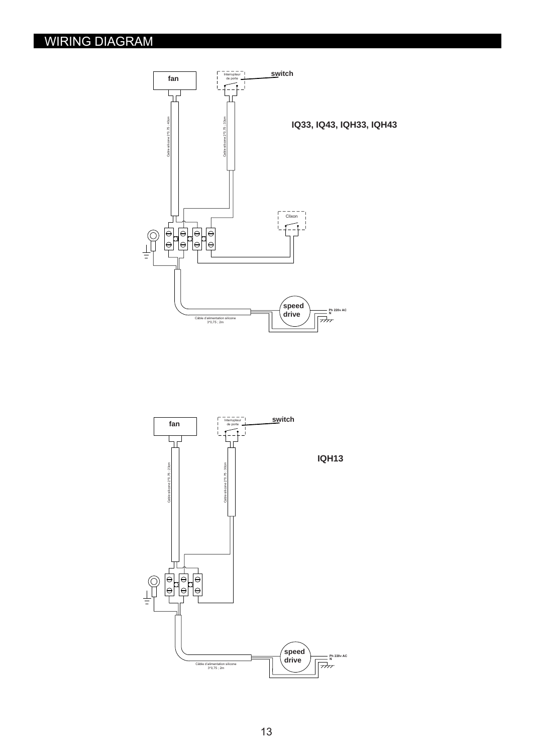# WIRING DIAGRAM

fan

Interrupteur de porte

switch

IQ33, IQ43, IQH33, IQH43

Câble silicone 2*0,75 ; 40cm

Câble silicone 2*0,75 ; 33cm

Clixon

speed drive

Ph 220v AC
N

Câble d'alimentation silicone
3*0,75 ; 2m

fan

Interrupteur de porte

switch

IQH13

Câble silicone 2*0,75 ; 23cm

Câble silicone 2*0,75 ; 30cm

speed drive

Ph 220v AC
N

Câble d'alimentation silicone
3*0,75 ; 2m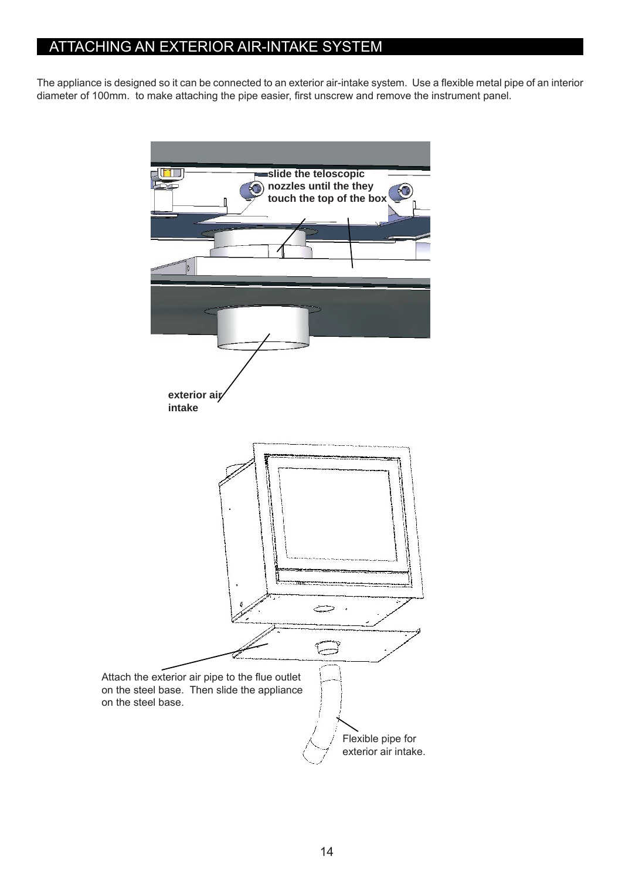## ATTACHING AN EXTERIOR AIR-INTAKE SYSTEM

The appliance is designed so it can be connected to an exterior air-intake system. Use a flexible metal pipe of an interior diameter of 100mm. to make attaching the pipe easier, first unscrew and remove the instrument panel.

**slide the teloscopic nozzles until the they touch the top of the box**

**exterior air intake**

Attach the exterior air pipe to the flue outlet on the steel base. Then slide the appliance on the steel base.

Flexible pipe for exterior air intake.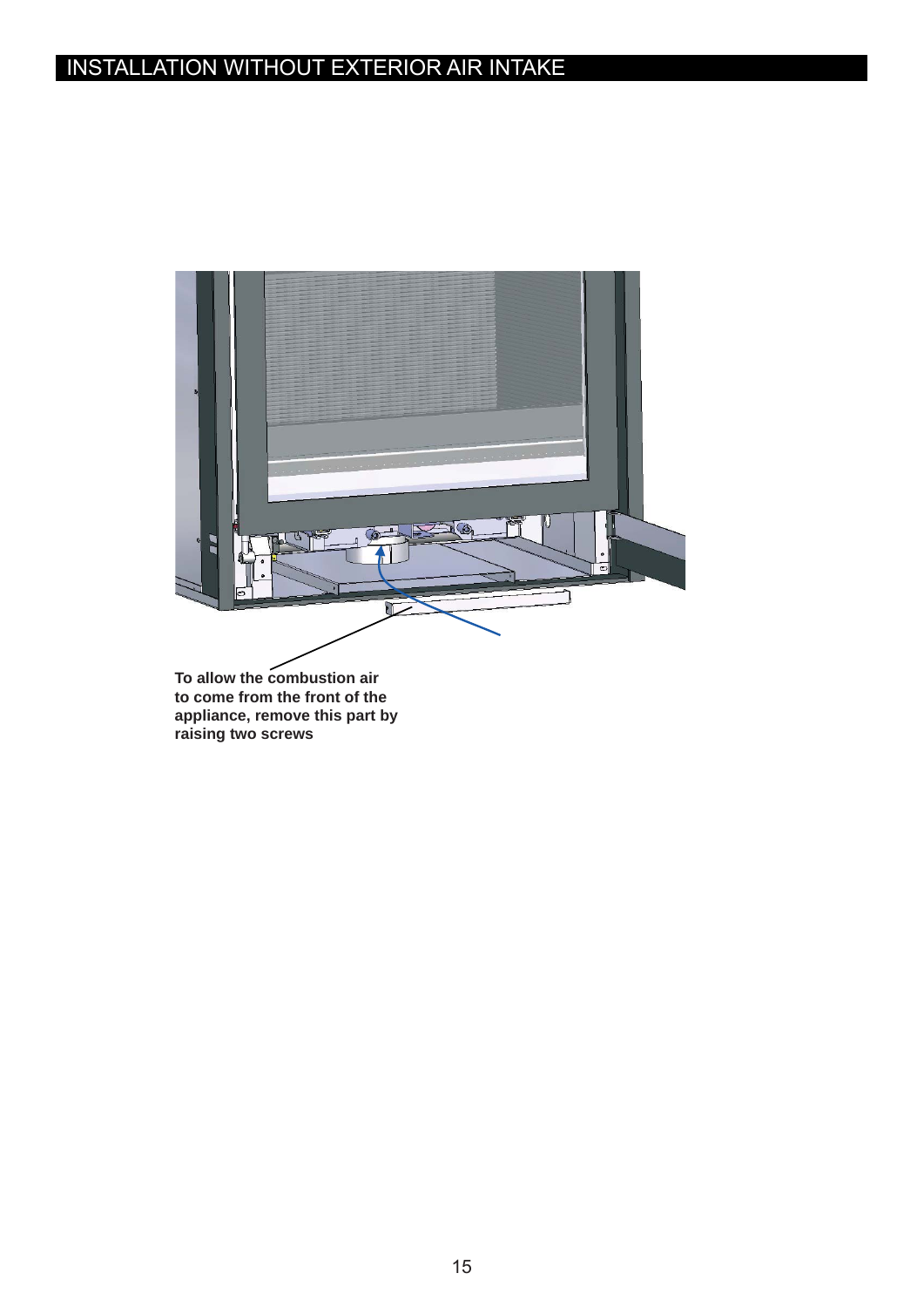# INSTALLATION WITHOUT EXTERIOR AIR INTAKE

**To allow the combustion air to come from the front of the appliance, remove this part by raising two screws**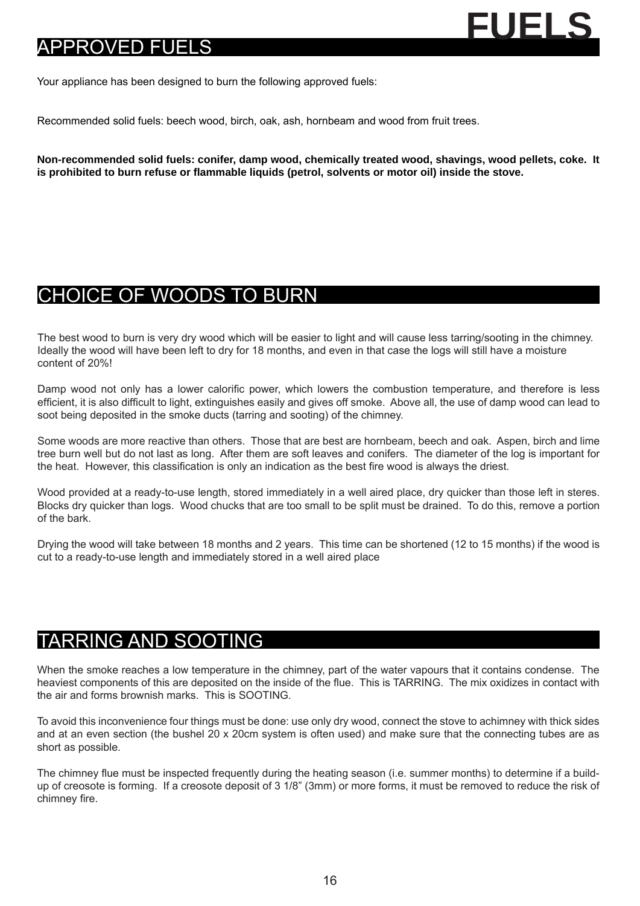# FUELS

## APPROVED FUELS

Your appliance has been designed to burn the following approved fuels:

Recommended solid fuels: beech wood, birch, oak, ash, hornbeam and wood from fruit trees.

**Non-recommended solid fuels: conifer, damp wood, chemically treated wood, shavings, wood pellets, coke. It is prohibited to burn refuse or flammable liquids (petrol, solvents or motor oil) inside the stove.**

## CHOICE OF WOODS TO BURN

The best wood to burn is very dry wood which will be easier to light and will cause less tarring/sooting in the chimney. Ideally the wood will have been left to dry for 18 months, and even in that case the logs will still have a moisture content of 20%!

Damp wood not only has a lower calorific power, which lowers the combustion temperature, and therefore is less efficient, it is also difficult to light, extinguishes easily and gives off smoke. Above all, the use of damp wood can lead to soot being deposited in the smoke ducts (tarring and sooting) of the chimney.

Some woods are more reactive than others. Those that are best are hornbeam, beech and oak. Aspen, birch and lime tree burn well but do not last as long. After them are soft leaves and conifers. The diameter of the log is important for the heat. However, this classification is only an indication as the best fire wood is always the driest.

Wood provided at a ready-to-use length, stored immediately in a well aired place, dry quicker than those left in steres. Blocks dry quicker than logs. Wood chucks that are too small to be split must be drained. To do this, remove a portion of the bark.

Drying the wood will take between 18 months and 2 years. This time can be shortened (12 to 15 months) if the wood is cut to a ready-to-use length and immediately stored in a well aired place

## TARRING AND SOOTING

When the smoke reaches a low temperature in the chimney, part of the water vapours that it contains condense. The heaviest components of this are deposited on the inside of the flue. This is TARRING. The mix oxidizes in contact with the air and forms brownish marks. This is SOOTING.

To avoid this inconvenience four things must be done: use only dry wood, connect the stove to achimney with thick sides and at an even section (the bushel 20 x 20cm system is often used) and make sure that the connecting tubes are as short as possible.

The chimney flue must be inspected frequently during the heating season (i.e. summer months) to determine if a build-up of creosote is forming. If a creosote deposit of 3 1/8" (3mm) or more forms, it must be removed to reduce the risk of chimney fire.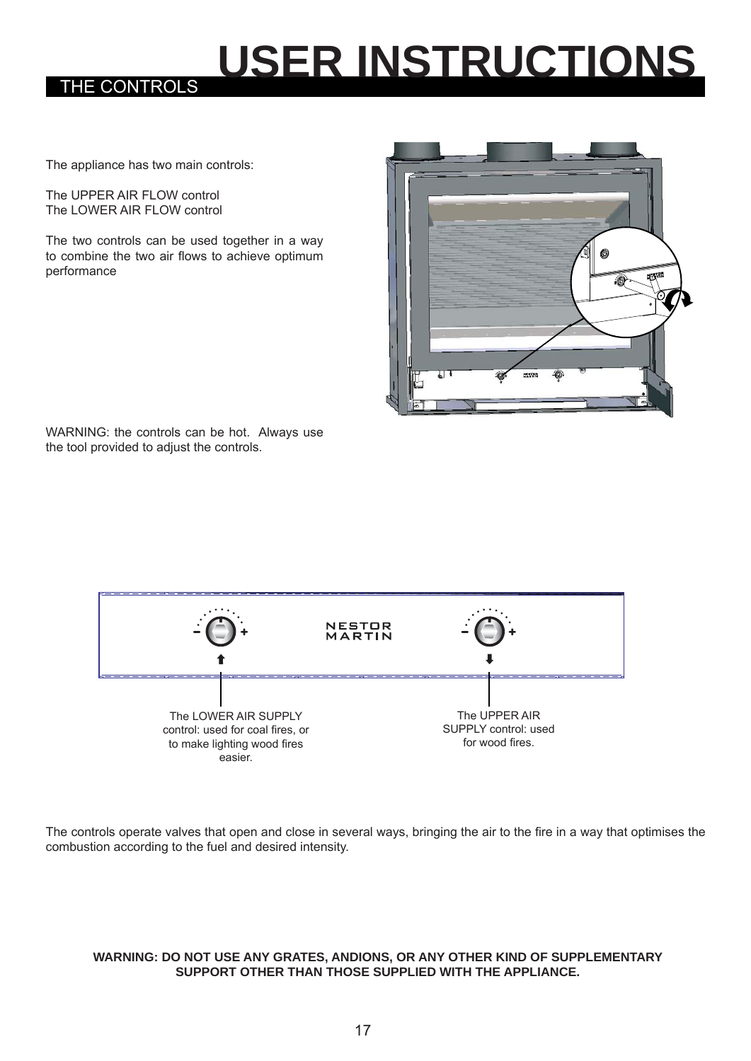# USER INSTRUCTIONS

## THE CONTROLS

The appliance has two main controls:

The UPPER AIR FLOW control
The LOWER AIR FLOW control

The two controls can be used together in a way to combine the two air flows to achieve optimum performance

WARNING: the controls can be hot. Always use the tool provided to adjust the controls.

The LOWER AIR SUPPLY control: used for coal fires, or to make lighting wood fires easier.

The UPPER AIR SUPPLY control: used for wood fires.

The controls operate valves that open and close in several ways, bringing the air to the fire in a way that optimises the combustion according to the fuel and desired intensity.

**WARNING: DO NOT USE ANY GRATES, ANDIONS, OR ANY OTHER KIND OF SUPPLEMENTARY SUPPORT OTHER THAN THOSE SUPPLIED WITH THE APPLIANCE.**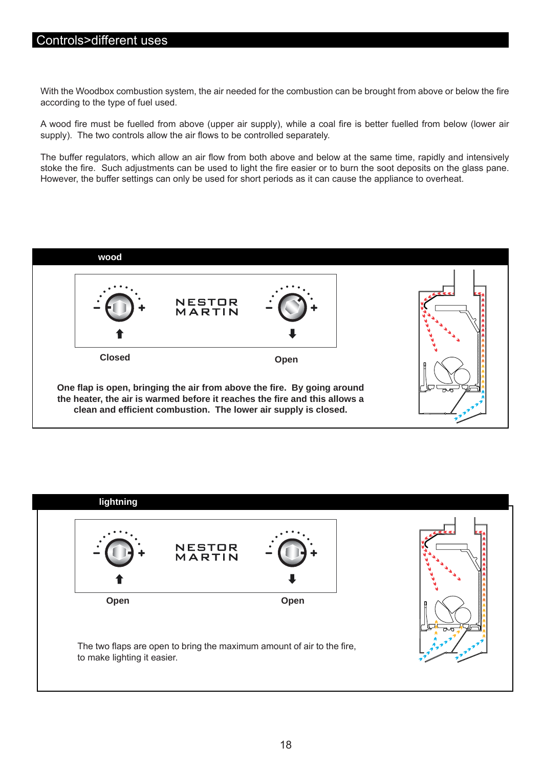# Controls>different uses

With the Woodbox combustion system, the air needed for the combustion can be brought from above or below the fire according to the type of fuel used.

A wood fire must be fuelled from above (upper air supply), while a coal fire is better fuelled from below (lower air supply). The two controls allow the air flows to be controlled separately.

The buffer regulators, which allow an air flow from both above and below at the same time, rapidly and intensively stoke the fire. Such adjustments can be used to light the fire easier or to burn the soot deposits on the glass pane. However, the buffer settings can only be used for short periods as it can cause the appliance to overheat.

## wood

NESTOR MARTIN

Closed

Open

**One flap is open, bringing the air from above the fire. By going around the heater, the air is warmed before it reaches the fire and this allows a clean and efficient combustion. The lower air supply is closed.**

## lightning

NESTOR MARTIN

Open

Open

The two flaps are open to bring the maximum amount of air to the fire, to make lighting it easier.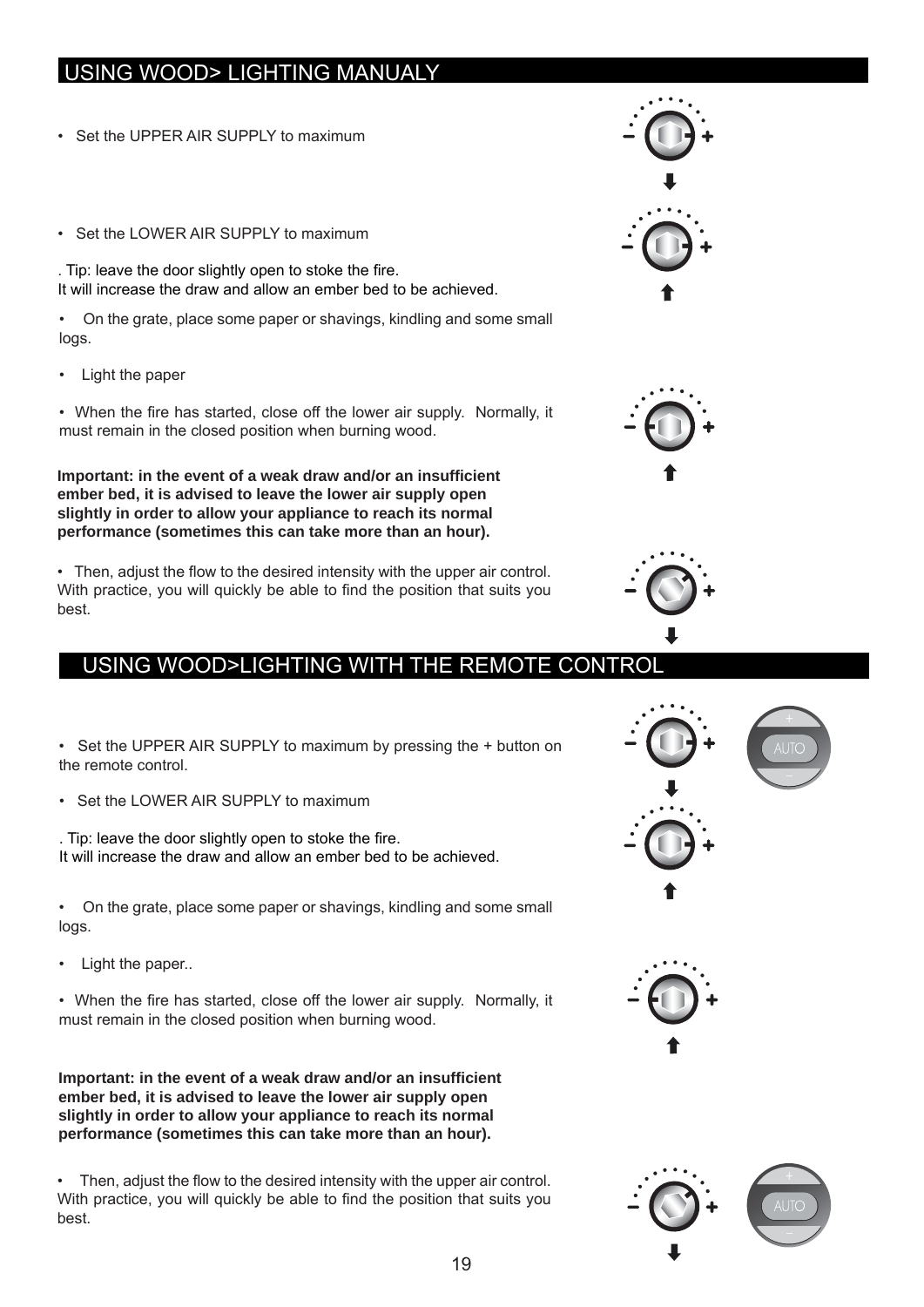## USING WOOD> LIGHTING MANUALY

- Set the UPPER AIR SUPPLY to maximum

- Set the LOWER AIR SUPPLY to maximum

. Tip: leave the door slightly open to stoke the fire.
It will increase the draw and allow an ember bed to be achieved.

- On the grate, place some paper or shavings, kindling and some small logs.

- Light the paper

- When the fire has started, close off the lower air supply. Normally, it must remain in the closed position when burning wood.

**Important: in the event of a weak draw and/or an insufficient ember bed, it is advised to leave the lower air supply open slightly in order to allow your appliance to reach its normal performance (sometimes this can take more than an hour).**

- Then, adjust the flow to the desired intensity with the upper air control. With practice, you will quickly be able to find the position that suits you best.

## USING WOOD>LIGHTING WITH THE REMOTE CONTROL

- Set the UPPER AIR SUPPLY to maximum by pressing the + button on the remote control.

- Set the LOWER AIR SUPPLY to maximum

. Tip: leave the door slightly open to stoke the fire.
It will increase the draw and allow an ember bed to be achieved.

- On the grate, place some paper or shavings, kindling and some small logs.

- Light the paper..

- When the fire has started, close off the lower air supply. Normally, it must remain in the closed position when burning wood.

**Important: in the event of a weak draw and/or an insufficient ember bed, it is advised to leave the lower air supply open slightly in order to allow your appliance to reach its normal performance (sometimes this can take more than an hour).**

- Then, adjust the flow to the desired intensity with the upper air control. With practice, you will quickly be able to find the position that suits you best.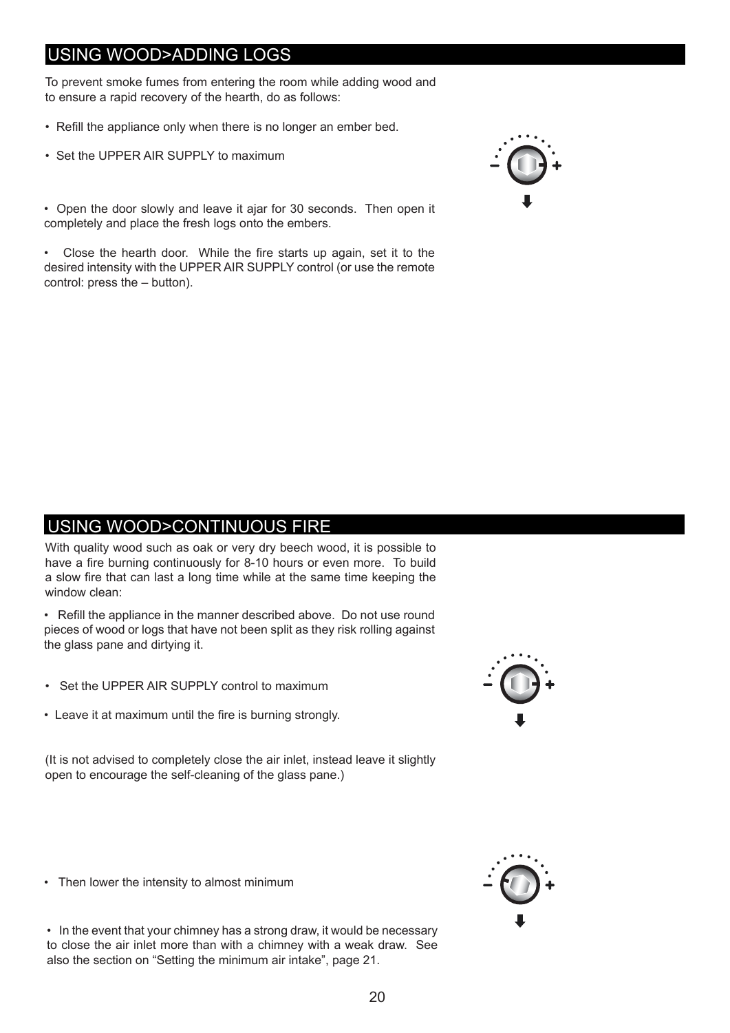## USING WOOD>ADDING LOGS

To prevent smoke fumes from entering the room while adding wood and to ensure a rapid recovery of the hearth, do as follows:

- Refill the appliance only when there is no longer an ember bed.
- Set the UPPER AIR SUPPLY to maximum
- Open the door slowly and leave it ajar for 30 seconds. Then open it completely and place the fresh logs onto the embers.
- Close the hearth door. While the fire starts up again, set it to the desired intensity with the UPPER AIR SUPPLY control (or use the remote control: press the – button).

## USING WOOD>CONTINUOUS FIRE

With quality wood such as oak or very dry beech wood, it is possible to have a fire burning continuously for 8-10 hours or even more. To build a slow fire that can last a long time while at the same time keeping the window clean:

- Refill the appliance in the manner described above. Do not use round pieces of wood or logs that have not been split as they risk rolling against the glass pane and dirtying it.
- Set the UPPER AIR SUPPLY control to maximum
- Leave it at maximum until the fire is burning strongly.

(It is not advised to completely close the air inlet, instead leave it slightly open to encourage the self-cleaning of the glass pane.)

- Then lower the intensity to almost minimum
- In the event that your chimney has a strong draw, it would be necessary to close the air inlet more than with a chimney with a weak draw. See also the section on “Setting the minimum air intake”, page 21.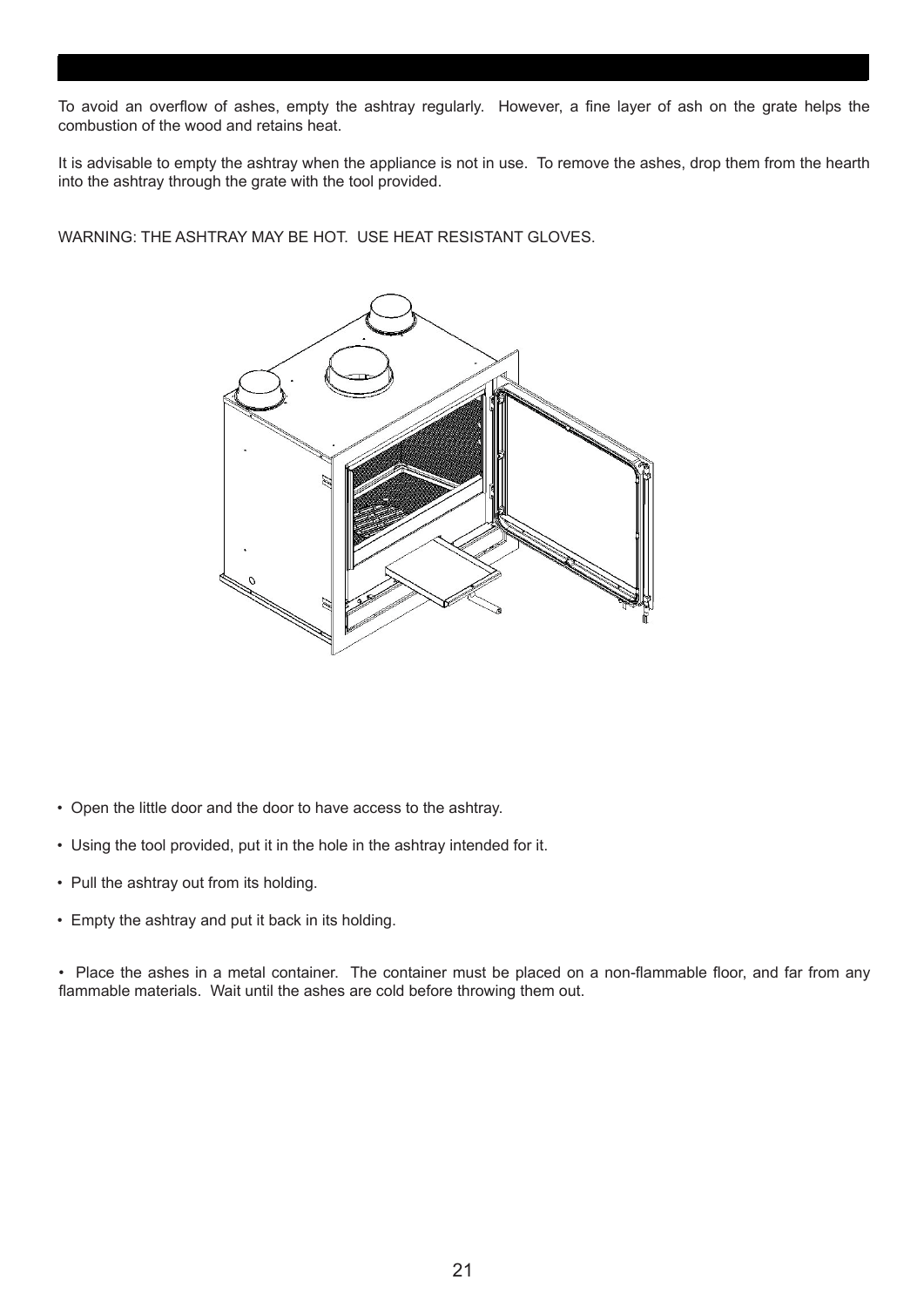To avoid an overflow of ashes, empty the ashtray regularly. However, a fine layer of ash on the grate helps the combustion of the wood and retains heat.

It is advisable to empty the ashtray when the appliance is not in use. To remove the ashes, drop them from the hearth into the ashtray through the grate with the tool provided.

WARNING: THE ASHTRAY MAY BE HOT. USE HEAT RESISTANT GLOVES.

- Open the little door and the door to have access to the ashtray.
- Using the tool provided, put it in the hole in the ashtray intended for it.
- Pull the ashtray out from its holding.
- Empty the ashtray and put it back in its holding.
- Place the ashes in a metal container. The container must be placed on a non-flammable floor, and far from any flammable materials. Wait until the ashes are cold before throwing them out.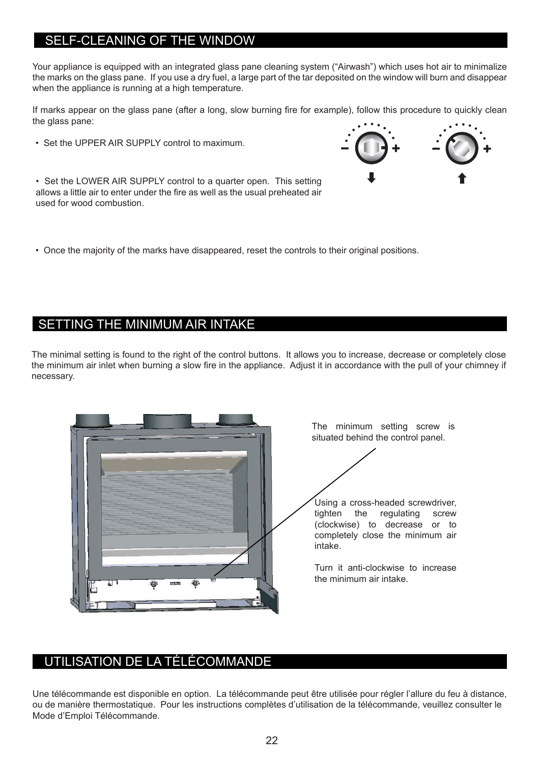## SELF-CLEANING OF THE WINDOW

Your appliance is equipped with an integrated glass pane cleaning system ("Airwash") which uses hot air to minimalize the marks on the glass pane. If you use a dry fuel, a large part of the tar deposited on the window will burn and disappear when the appliance is running at a high temperature.

If marks appear on the glass pane (after a long, slow burning fire for example), follow this procedure to quickly clean the glass pane:

- Set the UPPER AIR SUPPLY control to maximum.
- Set the LOWER AIR SUPPLY control to a quarter open. This setting allows a little air to enter under the fire as well as the usual preheated air used for wood combustion.
- Once the majority of the marks have disappeared, reset the controls to their original positions.

## SETTING THE MINIMUM AIR INTAKE

The minimal setting is found to the right of the control buttons. It allows you to increase, decrease or completely close the minimum air inlet when burning a slow fire in the appliance. Adjust it in accordance with the pull of your chimney if necessary.

The minimum setting screw is situated behind the control panel.

Using a cross-headed screwdriver, tighten the regulating screw (clockwise) to decrease or to completely close the minimum air intake.

Turn it anti-clockwise to increase the minimum air intake.

## UTILISATION DE LA TÉLÉCOMMANDE

Une télécommande est disponible en option. La télécommande peut être utilisée pour régler l'allure du feu à distance, ou de manière thermostatique. Pour les instructions complètes d'utilisation de la télécommande, veuillez consulter le Mode d'Emploi Télécommande.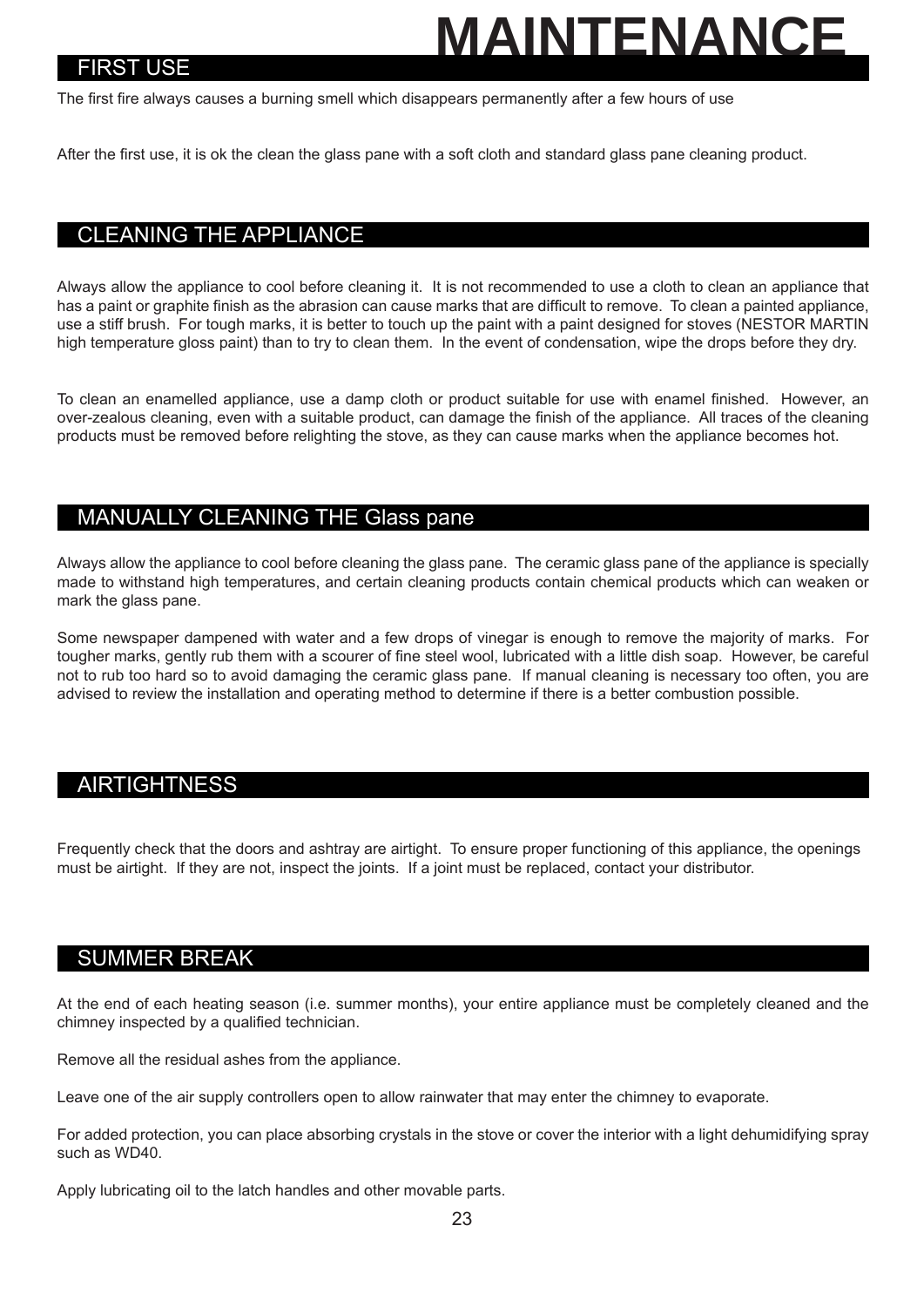# MAINTENANCE

## FIRST USE

The first fire always causes a burning smell which disappears permanently after a few hours of use

After the first use, it is ok the clean the glass pane with a soft cloth and standard glass pane cleaning product.

## CLEANING THE APPLIANCE

Always allow the appliance to cool before cleaning it. It is not recommended to use a cloth to clean an appliance that has a paint or graphite finish as the abrasion can cause marks that are difficult to remove. To clean a painted appliance, use a stiff brush. For tough marks, it is better to touch up the paint with a paint designed for stoves (NESTOR MARTIN high temperature gloss paint) than to try to clean them. In the event of condensation, wipe the drops before they dry.

To clean an enamelled appliance, use a damp cloth or product suitable for use with enamel finished. However, an over-zealous cleaning, even with a suitable product, can damage the finish of the appliance. All traces of the cleaning products must be removed before relighting the stove, as they can cause marks when the appliance becomes hot.

## MANUALLY CLEANING THE Glass pane

Always allow the appliance to cool before cleaning the glass pane. The ceramic glass pane of the appliance is specially made to withstand high temperatures, and certain cleaning products contain chemical products which can weaken or mark the glass pane.

Some newspaper dampened with water and a few drops of vinegar is enough to remove the majority of marks. For tougher marks, gently rub them with a scourer of fine steel wool, lubricated with a little dish soap. However, be careful not to rub too hard so to avoid damaging the ceramic glass pane. If manual cleaning is necessary too often, you are advised to review the installation and operating method to determine if there is a better combustion possible.

## AIRTIGHTNESS

Frequently check that the doors and ashtray are airtight. To ensure proper functioning of this appliance, the openings must be airtight. If they are not, inspect the joints. If a joint must be replaced, contact your distributor.

## SUMMER BREAK

At the end of each heating season (i.e. summer months), your entire appliance must be completely cleaned and the chimney inspected by a qualified technician.

Remove all the residual ashes from the appliance.

Leave one of the air supply controllers open to allow rainwater that may enter the chimney to evaporate.

For added protection, you can place absorbing crystals in the stove or cover the interior with a light dehumidifying spray such as WD40.

Apply lubricating oil to the latch handles and other movable parts.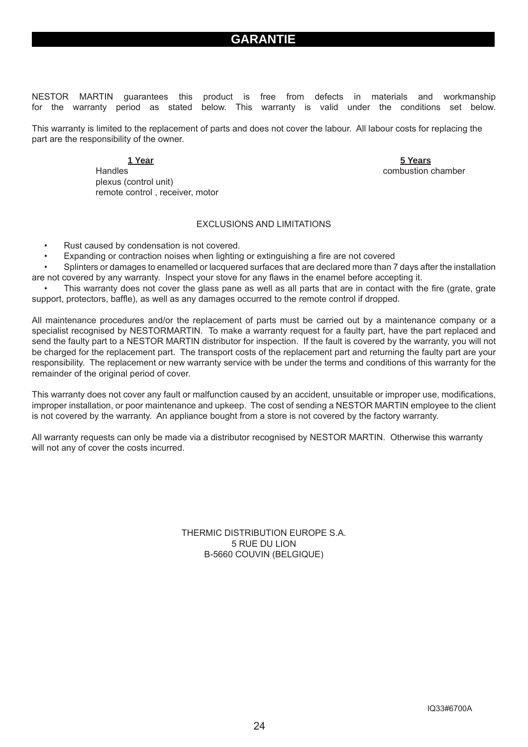# GARANTIE

NESTOR MARTIN guarantees this product is free from defects in materials and workmanship for the warranty period as stated below. This warranty is valid under the conditions set below.

This warranty is limited to the replacement of parts and does not cover the labour. All labour costs for replacing the part are the responsibility of the owner.

| 1 Year | 5 Years |
|---|---|
| Handles<br>plexus (control unit)<br>remote control , receiver, motor | combustion chamber |

EXCLUSIONS AND LIMITATIONS

- Rust caused by condensation is not covered.
- Expanding or contraction noises when lighting or extinguishing a fire are not covered
- Splinters or damages to enamelled or lacquered surfaces that are declared more than 7 days after the installation are not covered by any warranty. Inspect your stove for any flaws in the enamel before accepting it.
- This warranty does not cover the glass pane as well as all parts that are in contact with the fire (grate, grate support, protectors, baffle), as well as any damages occurred to the remote control if dropped.

All maintenance procedures and/or the replacement of parts must be carried out by a maintenance company or a specialist recognised by NESTORMARTIN. To make a warranty request for a faulty part, have the part replaced and send the faulty part to a NESTOR MARTIN distributor for inspection. If the fault is covered by the warranty, you will not be charged for the replacement part. The transport costs of the replacement part and returning the faulty part are your responsibility. The replacement or new warranty service with be under the terms and conditions of this warranty for the remainder of the original period of cover.

This warranty does not cover any fault or malfunction caused by an accident, unsuitable or improper use, modifications, improper installation, or poor maintenance and upkeep. The cost of sending a NESTOR MARTIN employee to the client is not covered by the warranty. An appliance bought from a store is not covered by the factory warranty.

All warranty requests can only be made via a distributor recognised by NESTOR MARTIN. Otherwise this warranty will not any of cover the costs incurred.

THERMIC DISTRIBUTION EUROPE S.A.
5 RUE DU LION
B-5660 COUVIN (BELGIQUE)

IQ33#6700A